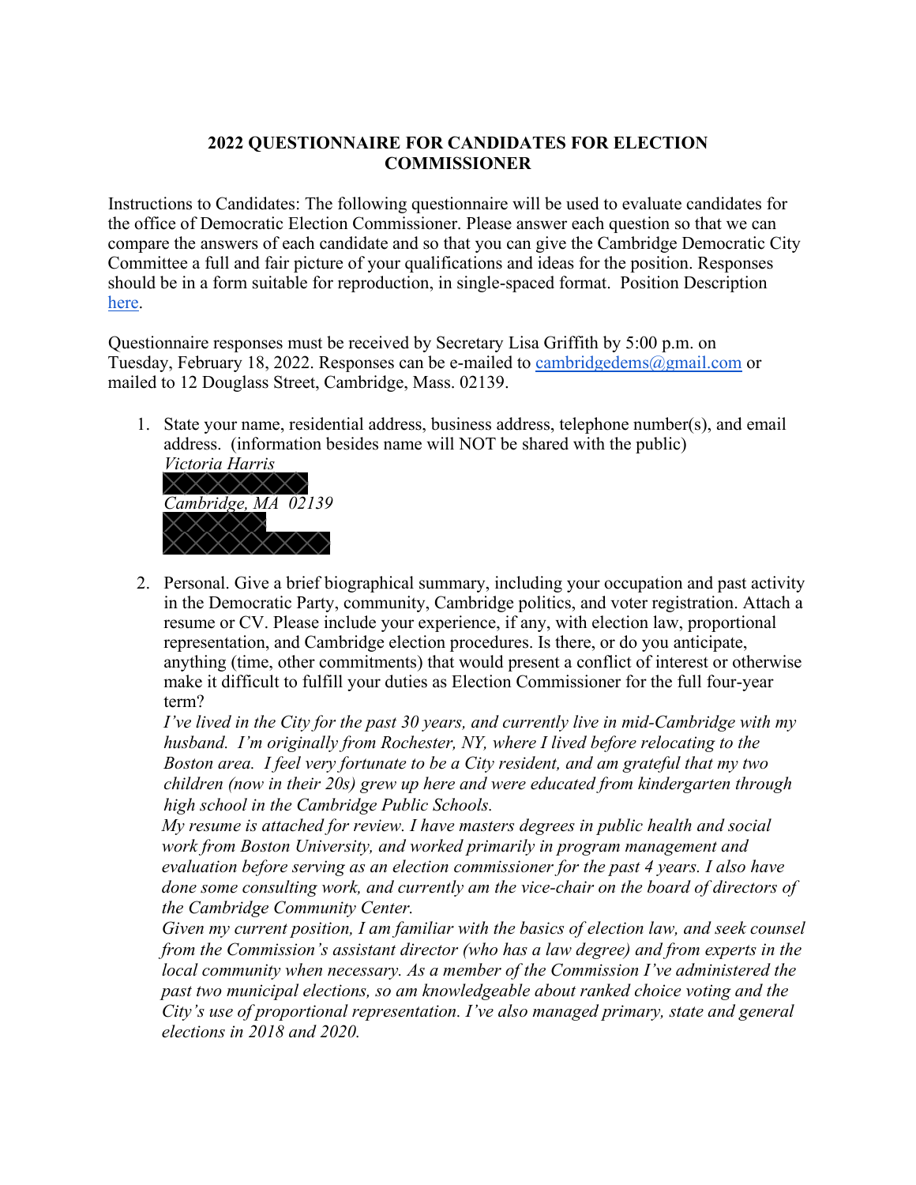**2022 QUESTIONNAIRE FOR CANDIDATES FOR ELECTION COMMISSIONER**

Instructions to Candidates: The following questionnaire will be used to evaluate candidates for the office of Democratic Election Commissioner. Please answer each question so that we can compare the answers of each candidate and so that you can give the Cambridge Democratic City Committee a full and fair picture of your qualifications and ideas for the position. Responses should be in a form suitable for reproduction, in single-spaced format. Position Description [here](here).

Questionnaire responses must be received by Secretary Lisa Griffith by 5:00 p.m. on Tuesday, February 18, 2022. Responses can be e-mailed to cambridgedems@gmail.com or mailed to 12 Douglass Street, Cambridge, Mass. 02139.

1. State your name, residential address, business address, telephone number(s), and email address. (information besides name will NOT be shared with the public)
   *Victoria Harris*
   
   *Cambridge, MA 02139*

2. Personal. Give a brief biographical summary, including your occupation and past activity in the Democratic Party, community, Cambridge politics, and voter registration. Attach a resume or CV. Please include your experience, if any, with election law, proportional representation, and Cambridge election procedures. Is there, or do you anticipate, anything (time, other commitments) that would present a conflict of interest or otherwise make it difficult to fulfill your duties as Election Commissioner for the full four-year term?
   *I've lived in the City for the past 30 years, and currently live in mid-Cambridge with my husband. I'm originally from Rochester, NY, where I lived before relocating to the Boston area. I feel very fortunate to be a City resident, and am grateful that my two children (now in their 20s) grew up here and were educated from kindergarten through high school in the Cambridge Public Schools.*
   *My resume is attached for review. I have masters degrees in public health and social work from Boston University, and worked primarily in program management and evaluation before serving as an election commissioner for the past 4 years. I also have done some consulting work, and currently am the vice-chair on the board of directors of the Cambridge Community Center.*
   *Given my current position, I am familiar with the basics of election law, and seek counsel from the Commission's assistant director (who has a law degree) and from experts in the local community when necessary. As a member of the Commission I've administered the past two municipal elections, so am knowledgeable about ranked choice voting and the City's use of proportional representation. I've also managed primary, state and general elections in 2018 and 2020.*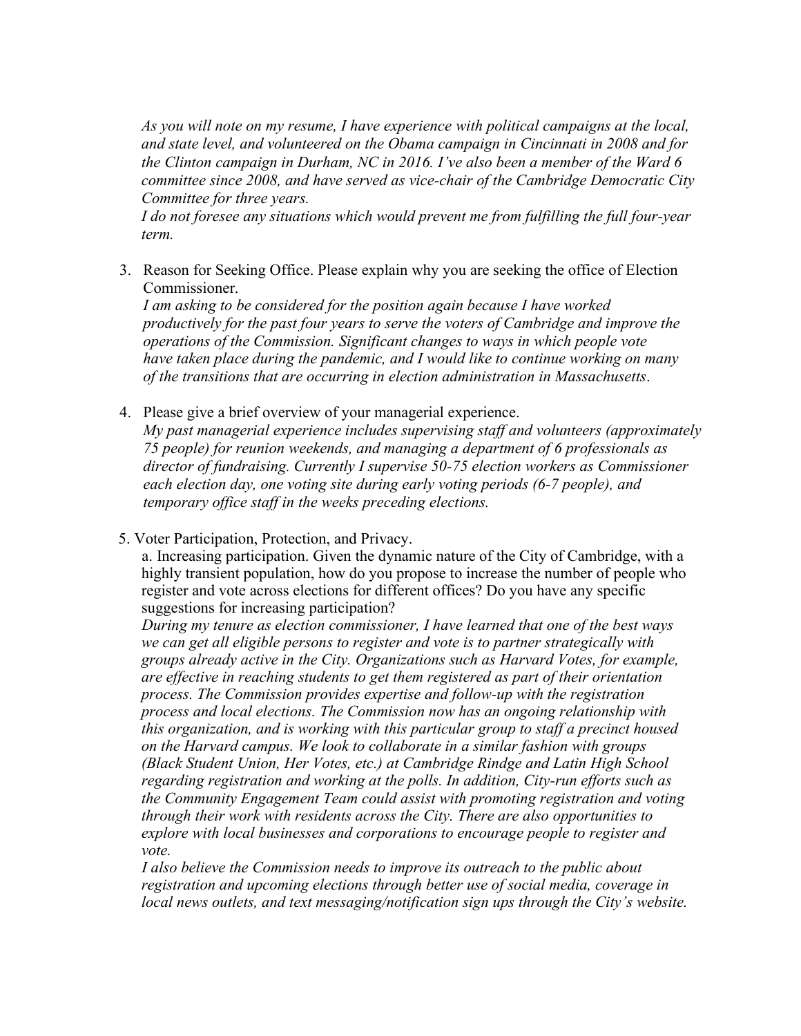*As you will note on my resume, I have experience with political campaigns at the local, and state level, and volunteered on the Obama campaign in Cincinnati in 2008 and for the Clinton campaign in Durham, NC in 2016. I've also been a member of the Ward 6 committee since 2008, and have served as vice-chair of the Cambridge Democratic City Committee for three years.*

*I do not foresee any situations which would prevent me from fulfilling the full four-year term.*

3. Reason for Seeking Office. Please explain why you are seeking the office of Election Commissioner.

   *I am asking to be considered for the position again because I have worked productively for the past four years to serve the voters of Cambridge and improve the operations of the Commission. Significant changes to ways in which people vote have taken place during the pandemic, and I would like to continue working on many of the transitions that are occurring in election administration in Massachusetts.*

4. Please give a brief overview of your managerial experience.

   *My past managerial experience includes supervising staff and volunteers (approximately 75 people) for reunion weekends, and managing a department of 6 professionals as director of fundraising. Currently I supervise 50-75 election workers as Commissioner each election day, one voting site during early voting periods (6-7 people), and temporary office staff in the weeks preceding elections.*

5. Voter Participation, Protection, and Privacy.

   a. Increasing participation. Given the dynamic nature of the City of Cambridge, with a highly transient population, how do you propose to increase the number of people who register and vote across elections for different offices? Do you have any specific suggestions for increasing participation?

   *During my tenure as election commissioner, I have learned that one of the best ways we can get all eligible persons to register and vote is to partner strategically with groups already active in the City. Organizations such as Harvard Votes, for example, are effective in reaching students to get them registered as part of their orientation process. The Commission provides expertise and follow-up with the registration process and local elections. The Commission now has an ongoing relationship with this organization, and is working with this particular group to staff a precinct housed on the Harvard campus. We look to collaborate in a similar fashion with groups (Black Student Union, Her Votes, etc.) at Cambridge Rindge and Latin High School regarding registration and working at the polls. In addition, City-run efforts such as the Community Engagement Team could assist with promoting registration and voting through their work with residents across the City. There are also opportunities to explore with local businesses and corporations to encourage people to register and vote.*

   *I also believe the Commission needs to improve its outreach to the public about registration and upcoming elections through better use of social media, coverage in local news outlets, and text messaging/notification sign ups through the City's website.*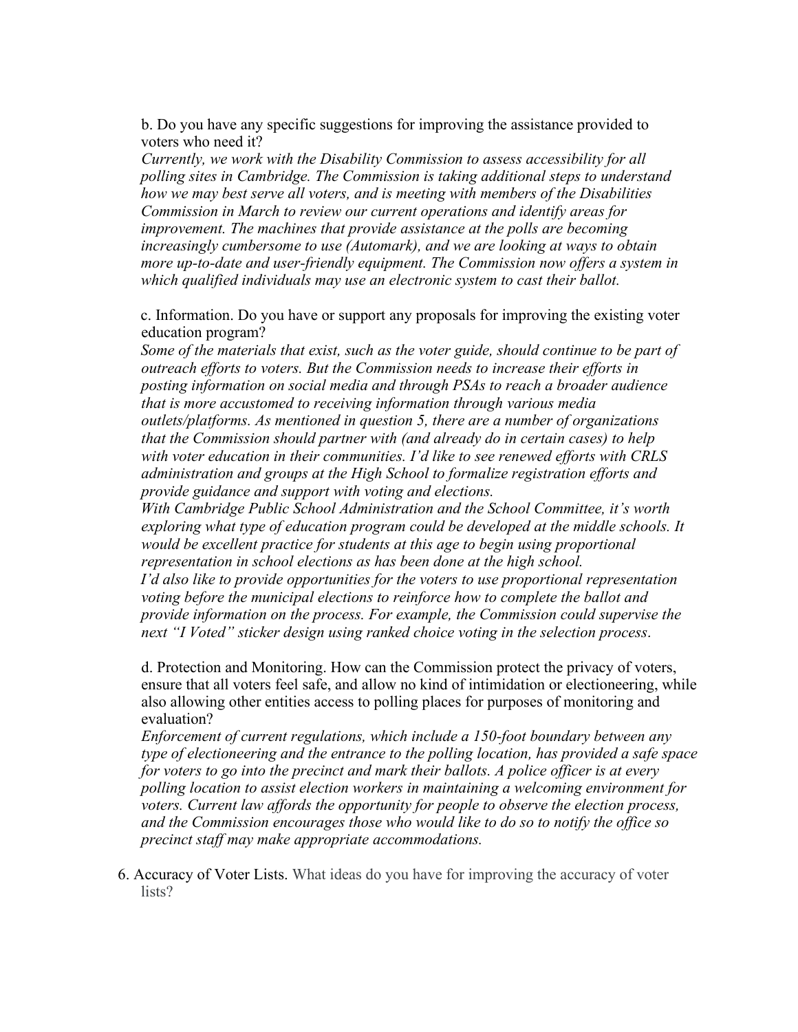b. Do you have any specific suggestions for improving the assistance provided to voters who need it?

*Currently, we work with the Disability Commission to assess accessibility for all polling sites in Cambridge. The Commission is taking additional steps to understand how we may best serve all voters, and is meeting with members of the Disabilities Commission in March to review our current operations and identify areas for improvement. The machines that provide assistance at the polls are becoming increasingly cumbersome to use (Automark), and we are looking at ways to obtain more up-to-date and user-friendly equipment. The Commission now offers a system in which qualified individuals may use an electronic system to cast their ballot.*

c. Information. Do you have or support any proposals for improving the existing voter education program?

*Some of the materials that exist, such as the voter guide, should continue to be part of outreach efforts to voters. But the Commission needs to increase their efforts in posting information on social media and through PSAs to reach a broader audience that is more accustomed to receiving information through various media outlets/platforms. As mentioned in question 5, there are a number of organizations that the Commission should partner with (and already do in certain cases) to help with voter education in their communities. I'd like to see renewed efforts with CRLS administration and groups at the High School to formalize registration efforts and provide guidance and support with voting and elections.*

*With Cambridge Public School Administration and the School Committee, it's worth exploring what type of education program could be developed at the middle schools. It would be excellent practice for students at this age to begin using proportional representation in school elections as has been done at the high school.*

*I'd also like to provide opportunities for the voters to use proportional representation voting before the municipal elections to reinforce how to complete the ballot and provide information on the process. For example, the Commission could supervise the next "I Voted" sticker design using ranked choice voting in the selection process.*

d. Protection and Monitoring. How can the Commission protect the privacy of voters, ensure that all voters feel safe, and allow no kind of intimidation or electioneering, while also allowing other entities access to polling places for purposes of monitoring and evaluation?

*Enforcement of current regulations, which include a 150-foot boundary between any type of electioneering and the entrance to the polling location, has provided a safe space for voters to go into the precinct and mark their ballots. A police officer is at every polling location to assist election workers in maintaining a welcoming environment for voters. Current law affords the opportunity for people to observe the election process, and the Commission encourages those who would like to do so to notify the office so precinct staff may make appropriate accommodations.*

6. Accuracy of Voter Lists. What ideas do you have for improving the accuracy of voter lists?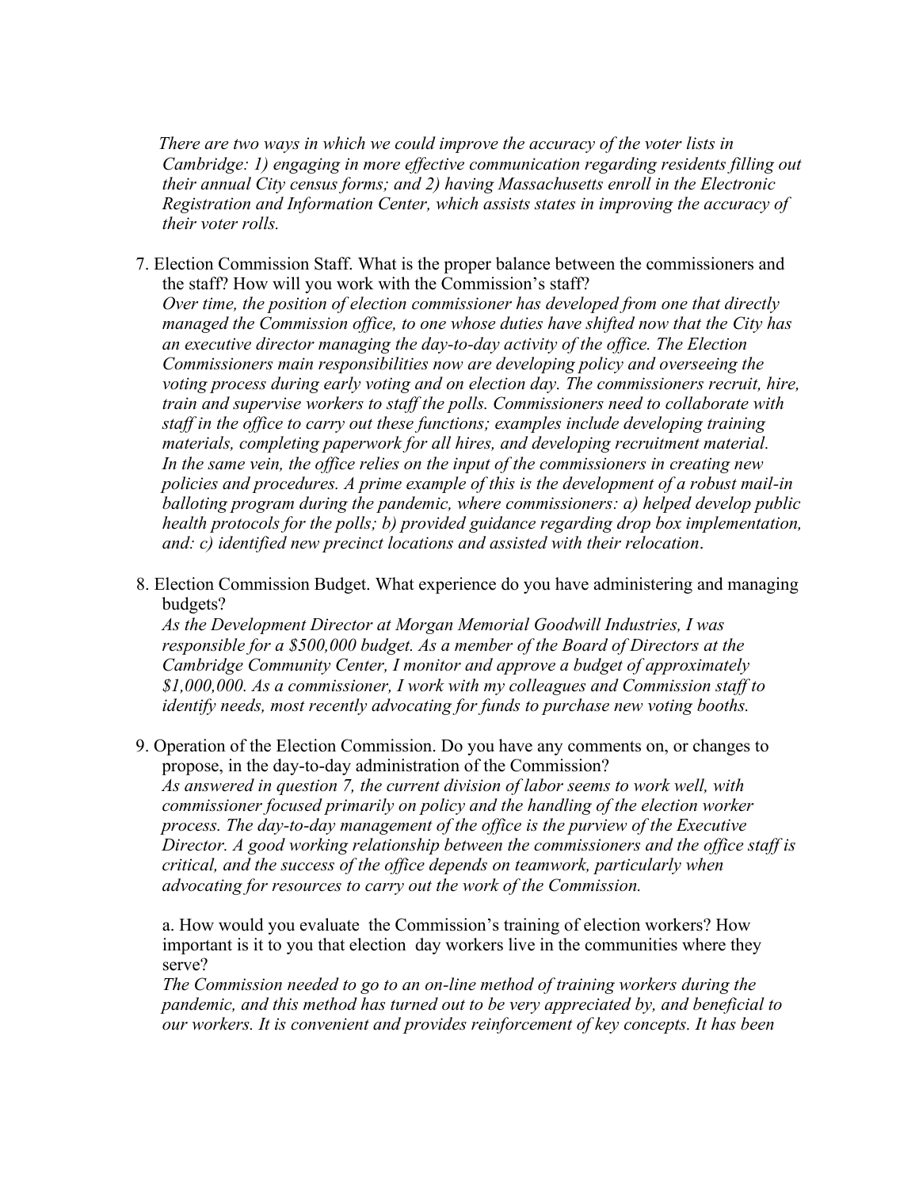*There are two ways in which we could improve the accuracy of the voter lists in Cambridge: 1) engaging in more effective communication regarding residents filling out their annual City census forms; and 2) having Massachusetts enroll in the Electronic Registration and Information Center, which assists states in improving the accuracy of their voter rolls.*

7. Election Commission Staff. What is the proper balance between the commissioners and the staff? How will you work with the Commission's staff?
   *Over time, the position of election commissioner has developed from one that directly managed the Commission office, to one whose duties have shifted now that the City has an executive director managing the day-to-day activity of the office. The Election Commissioners main responsibilities now are developing policy and overseeing the voting process during early voting and on election day. The commissioners recruit, hire, train and supervise workers to staff the polls. Commissioners need to collaborate with staff in the office to carry out these functions; examples include developing training materials, completing paperwork for all hires, and developing recruitment material. In the same vein, the office relies on the input of the commissioners in creating new policies and procedures. A prime example of this is the development of a robust mail-in balloting program during the pandemic, where commissioners: a) helped develop public health protocols for the polls; b) provided guidance regarding drop box implementation, and: c) identified new precinct locations and assisted with their relocation.*

8. Election Commission Budget. What experience do you have administering and managing budgets?
   *As the Development Director at Morgan Memorial Goodwill Industries, I was responsible for a $500,000 budget. As a member of the Board of Directors at the Cambridge Community Center, I monitor and approve a budget of approximately $1,000,000. As a commissioner, I work with my colleagues and Commission staff to identify needs, most recently advocating for funds to purchase new voting booths.*

9. Operation of the Election Commission. Do you have any comments on, or changes to propose, in the day-to-day administration of the Commission?
   *As answered in question 7, the current division of labor seems to work well, with commissioner focused primarily on policy and the handling of the election worker process. The day-to-day management of the office is the purview of the Executive Director. A good working relationship between the commissioners and the office staff is critical, and the success of the office depends on teamwork, particularly when advocating for resources to carry out the work of the Commission.*

   a. How would you evaluate the Commission's training of election workers? How important is it to you that election day workers live in the communities where they serve?
   *The Commission needed to go to an on-line method of training workers during the pandemic, and this method has turned out to be very appreciated by, and beneficial to our workers. It is convenient and provides reinforcement of key concepts. It has been*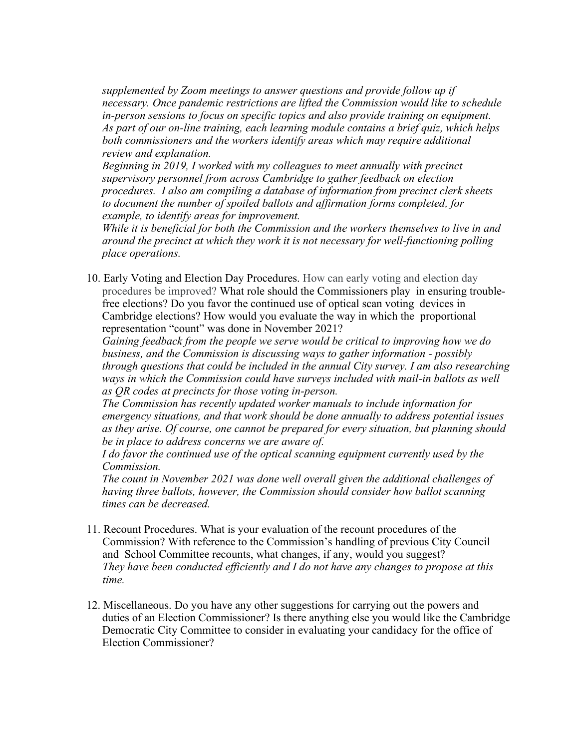*supplemented by Zoom meetings to answer questions and provide follow up if necessary. Once pandemic restrictions are lifted the Commission would like to schedule in-person sessions to focus on specific topics and also provide training on equipment. As part of our on-line training, each learning module contains a brief quiz, which helps both commissioners and the workers identify areas which may require additional review and explanation.*

*Beginning in 2019, I worked with my colleagues to meet annually with precinct supervisory personnel from across Cambridge to gather feedback on election procedures. I also am compiling a database of information from precinct clerk sheets to document the number of spoiled ballots and affirmation forms completed, for example, to identify areas for improvement.*

*While it is beneficial for both the Commission and the workers themselves to live in and around the precinct at which they work it is not necessary for well-functioning polling place operations.*

10. Early Voting and Election Day Procedures. How can early voting and election day procedures be improved? What role should the Commissioners play in ensuring trouble-free elections? Do you favor the continued use of optical scan voting devices in Cambridge elections? How would you evaluate the way in which the proportional representation "count" was done in November 2021?

    *Gaining feedback from the people we serve would be critical to improving how we do business, and the Commission is discussing ways to gather information - possibly through questions that could be included in the annual City survey. I am also researching ways in which the Commission could have surveys included with mail-in ballots as well as QR codes at precincts for those voting in-person.*

    *The Commission has recently updated worker manuals to include information for emergency situations, and that work should be done annually to address potential issues as they arise. Of course, one cannot be prepared for every situation, but planning should be in place to address concerns we are aware of.*

    *I do favor the continued use of the optical scanning equipment currently used by the Commission.*

    *The count in November 2021 was done well overall given the additional challenges of having three ballots, however, the Commission should consider how ballot scanning times can be decreased.*

11. Recount Procedures. What is your evaluation of the recount procedures of the Commission? With reference to the Commission's handling of previous City Council and School Committee recounts, what changes, if any, would you suggest?

    *They have been conducted efficiently and I do not have any changes to propose at this time.*

12. Miscellaneous. Do you have any other suggestions for carrying out the powers and duties of an Election Commissioner? Is there anything else you would like the Cambridge Democratic City Committee to consider in evaluating your candidacy for the office of Election Commissioner?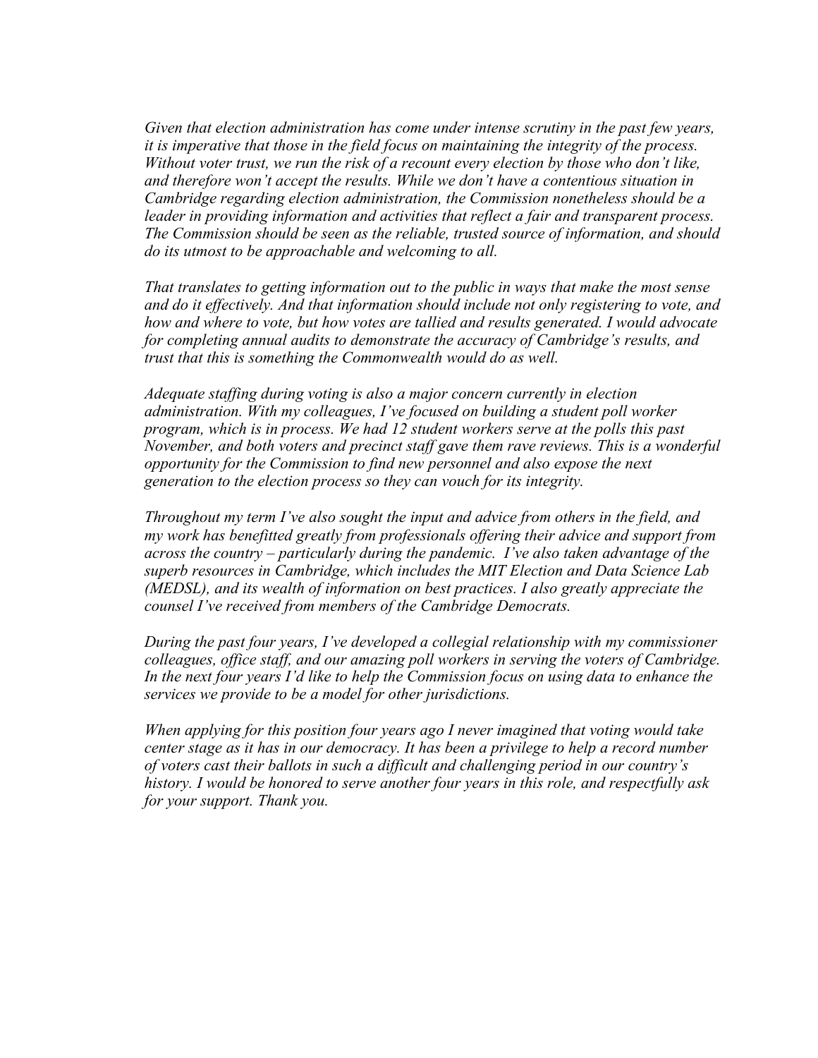*Given that election administration has come under intense scrutiny in the past few years, it is imperative that those in the field focus on maintaining the integrity of the process. Without voter trust, we run the risk of a recount every election by those who don't like, and therefore won't accept the results. While we don't have a contentious situation in Cambridge regarding election administration, the Commission nonetheless should be a leader in providing information and activities that reflect a fair and transparent process. The Commission should be seen as the reliable, trusted source of information, and should do its utmost to be approachable and welcoming to all.*

*That translates to getting information out to the public in ways that make the most sense and do it effectively. And that information should include not only registering to vote, and how and where to vote, but how votes are tallied and results generated. I would advocate for completing annual audits to demonstrate the accuracy of Cambridge's results, and trust that this is something the Commonwealth would do as well.*

*Adequate staffing during voting is also a major concern currently in election administration. With my colleagues, I've focused on building a student poll worker program, which is in process. We had 12 student workers serve at the polls this past November, and both voters and precinct staff gave them rave reviews. This is a wonderful opportunity for the Commission to find new personnel and also expose the next generation to the election process so they can vouch for its integrity.*

*Throughout my term I've also sought the input and advice from others in the field, and my work has benefitted greatly from professionals offering their advice and support from across the country – particularly during the pandemic. I've also taken advantage of the superb resources in Cambridge, which includes the MIT Election and Data Science Lab (MEDSL), and its wealth of information on best practices. I also greatly appreciate the counsel I've received from members of the Cambridge Democrats.*

*During the past four years, I've developed a collegial relationship with my commissioner colleagues, office staff, and our amazing poll workers in serving the voters of Cambridge. In the next four years I'd like to help the Commission focus on using data to enhance the services we provide to be a model for other jurisdictions.*

*When applying for this position four years ago I never imagined that voting would take center stage as it has in our democracy. It has been a privilege to help a record number of voters cast their ballots in such a difficult and challenging period in our country's history. I would be honored to serve another four years in this role, and respectfully ask for your support. Thank you.*